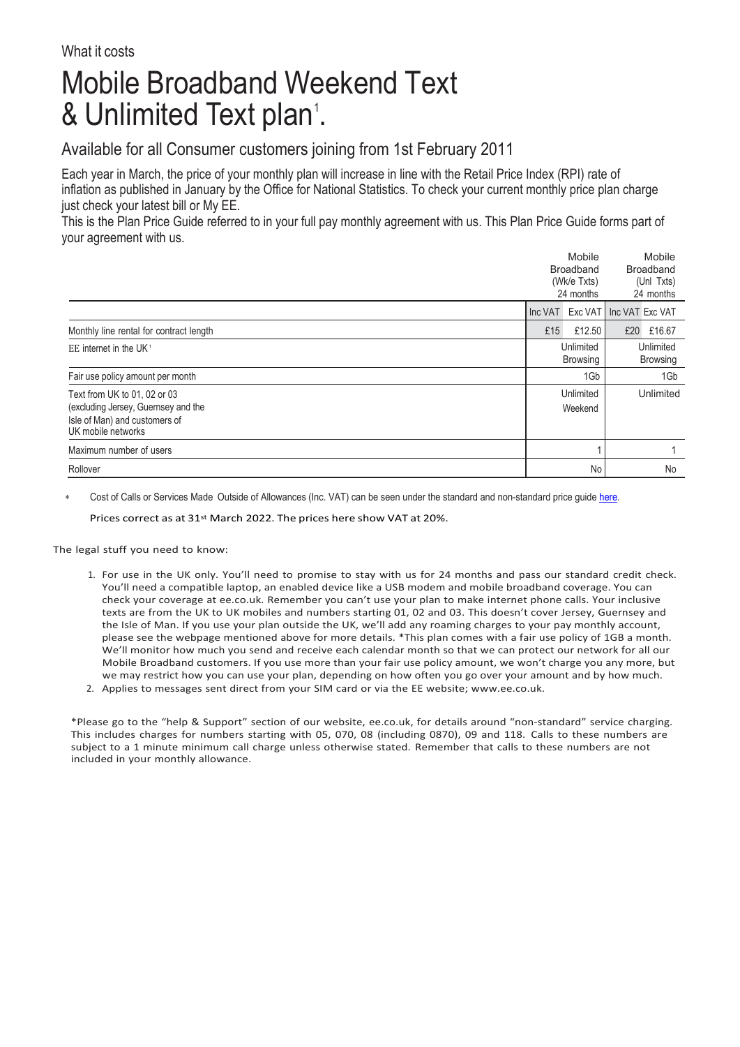What it costs

# Mobile Broadband Weekend Text & Unlimited Text plan[1].

## Available for all Consumer customers joining from 1st February 2011

Each year in March, the price of your monthly plan will increase in line with the Retail Price Index (RPI) rate of inflation as published in January by the Office for National Statistics. To check your current monthly price plan charge just check your latest bill or My EE.

This is the Plan Price Guide referred to in your full pay monthly agreement with us. This Plan Price Guide forms part of your agreement with us.

| | Mobile Broadband (Wk/e Txts) 24 months | | Mobile Broadband (Unl Txts) 24 months | |
|---|---|---|---|---|
| | Inc VAT | Exc VAT | Inc VAT | Exc VAT |
| Monthly line rental for contract length | £15 | £12.50 | £20 | £16.67 |
| EE internet in the UK[1] | Unlimited Browsing | | Unlimited Browsing | |
| Fair use policy amount per month | 1Gb | | 1Gb | |
| Text from UK to 01, 02 or 03 (excluding Jersey, Guernsey and the Isle of Man) and customers of UK mobile networks | Unlimited Weekend | | Unlimited | |
| Maximum number of users | 1 | | 1 | |
| Rollover | No | | No | |

* Cost of Calls or Services Made Outside of Allowances (Inc. VAT) can be seen under the standard and non-standard price guide here.

Prices correct as at 31st March 2022. The prices here show VAT at 20%.

The legal stuff you need to know:

1. For use in the UK only. You'll need to promise to stay with us for 24 months and pass our standard credit check. You'll need a compatible laptop, an enabled device like a USB modem and mobile broadband coverage. You can check your coverage at ee.co.uk. Remember you can't use your plan to make internet phone calls. Your inclusive texts are from the UK to UK mobiles and numbers starting 01, 02 and 03. This doesn't cover Jersey, Guernsey and the Isle of Man. If you use your plan outside the UK, we'll add any roaming charges to your pay monthly account, please see the webpage mentioned above for more details. *This plan comes with a fair use policy of 1GB a month. We'll monitor how much you send and receive each calendar month so that we can protect our network for all our Mobile Broadband customers. If you use more than your fair use policy amount, we won't charge you any more, but we may restrict how you can use your plan, depending on how often you go over your amount and by how much.
2. Applies to messages sent direct from your SIM card or via the EE website; www.ee.co.uk.

*Please go to the "help & Support" section of our website, ee.co.uk, for details around "non-standard" service charging. This includes charges for numbers starting with 05, 070, 08 (including 0870), 09 and 118. Calls to these numbers are subject to a 1 minute minimum call charge unless otherwise stated. Remember that calls to these numbers are not included in your monthly allowance.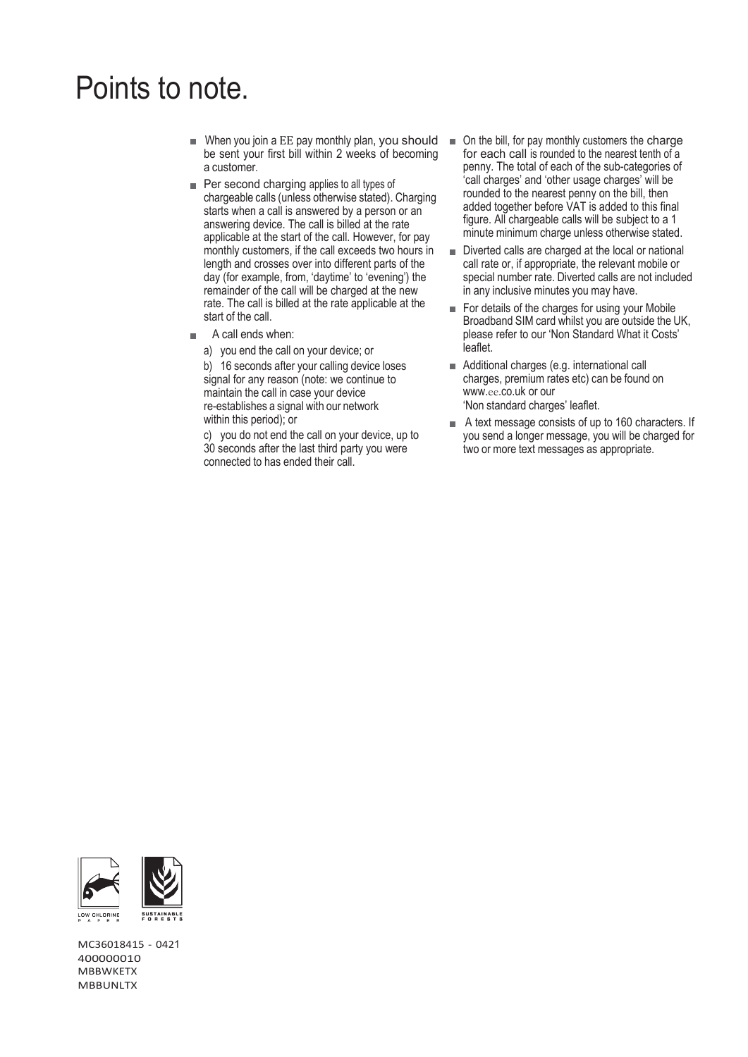# Points to note.

- When you join a EE pay monthly plan, you should be sent your first bill within 2 weeks of becoming a customer.
- Per second charging applies to all types of chargeable calls (unless otherwise stated). Charging starts when a call is answered by a person or an answering device. The call is billed at the rate applicable at the start of the call. However, for pay monthly customers, if the call exceeds two hours in length and crosses over into different parts of the day (for example, from, 'daytime' to 'evening') the remainder of the call will be charged at the new rate. The call is billed at the rate applicable at the start of the call.
- A call ends when:

  a) you end the call on your device; or

  b) 16 seconds after your calling device loses signal for any reason (note: we continue to maintain the call in case your device re-establishes a signal with our network within this period); or

  c) you do not end the call on your device, up to 30 seconds after the last third party you were connected to has ended their call.
- On the bill, for pay monthly customers the charge for each call is rounded to the nearest tenth of a penny. The total of each of the sub-categories of 'call charges' and 'other usage charges' will be rounded to the nearest penny on the bill, then added together before VAT is added to this final figure. All chargeable calls will be subject to a 1 minute minimum charge unless otherwise stated.
- Diverted calls are charged at the local or national call rate or, if appropriate, the relevant mobile or special number rate. Diverted calls are not included in any inclusive minutes you may have.
- For details of the charges for using your Mobile Broadband SIM card whilst you are outside the UK, please refer to our 'Non Standard What it Costs' leaflet.
- Additional charges (e.g. international call charges, premium rates etc) can be found on www.ee.co.uk or our 'Non standard charges' leaflet.
- A text message consists of up to 160 characters. If you send a longer message, you will be charged for two or more text messages as appropriate.

LOW CHLORINE PAPER

SUSTAINABLE FORESTS

MC36018415 - 0421
400000010
MBBWKETX
MBBUNLTX